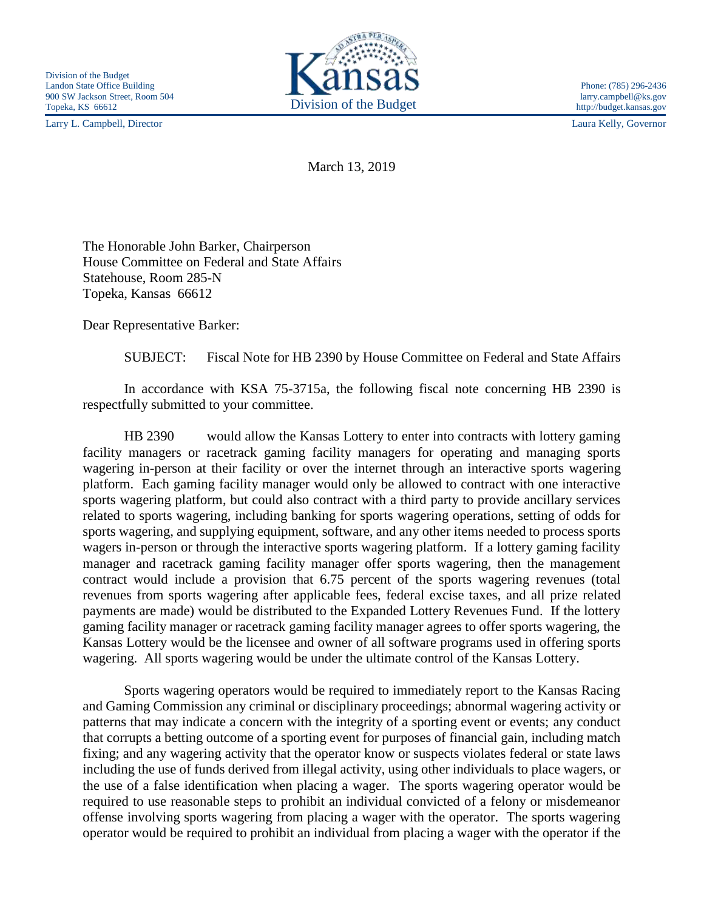Division of the Budget
Landon State Office Building
900 SW Jackson Street, Room 504
Topeka, KS 66612

Kansas
Division of the Budget

Phone: (785) 296-2436
larry.campbell@ks.gov
http://budget.kansas.gov

Larry L. Campbell, Director

Laura Kelly, Governor

March 13, 2019

The Honorable John Barker, Chairperson
House Committee on Federal and State Affairs
Statehouse, Room 285-N
Topeka, Kansas 66612

Dear Representative Barker:

SUBJECT: Fiscal Note for HB 2390 by House Committee on Federal and State Affairs

In accordance with KSA 75-3715a, the following fiscal note concerning HB 2390 is respectfully submitted to your committee.

HB 2390 would allow the Kansas Lottery to enter into contracts with lottery gaming facility managers or racetrack gaming facility managers for operating and managing sports wagering in-person at their facility or over the internet through an interactive sports wagering platform. Each gaming facility manager would only be allowed to contract with one interactive sports wagering platform, but could also contract with a third party to provide ancillary services related to sports wagering, including banking for sports wagering operations, setting of odds for sports wagering, and supplying equipment, software, and any other items needed to process sports wagers in-person or through the interactive sports wagering platform. If a lottery gaming facility manager and racetrack gaming facility manager offer sports wagering, then the management contract would include a provision that 6.75 percent of the sports wagering revenues (total revenues from sports wagering after applicable fees, federal excise taxes, and all prize related payments are made) would be distributed to the Expanded Lottery Revenues Fund. If the lottery gaming facility manager or racetrack gaming facility manager agrees to offer sports wagering, the Kansas Lottery would be the licensee and owner of all software programs used in offering sports wagering. All sports wagering would be under the ultimate control of the Kansas Lottery.

Sports wagering operators would be required to immediately report to the Kansas Racing and Gaming Commission any criminal or disciplinary proceedings; abnormal wagering activity or patterns that may indicate a concern with the integrity of a sporting event or events; any conduct that corrupts a betting outcome of a sporting event for purposes of financial gain, including match fixing; and any wagering activity that the operator know or suspects violates federal or state laws including the use of funds derived from illegal activity, using other individuals to place wagers, or the use of a false identification when placing a wager. The sports wagering operator would be required to use reasonable steps to prohibit an individual convicted of a felony or misdemeanor offense involving sports wagering from placing a wager with the operator. The sports wagering operator would be required to prohibit an individual from placing a wager with the operator if the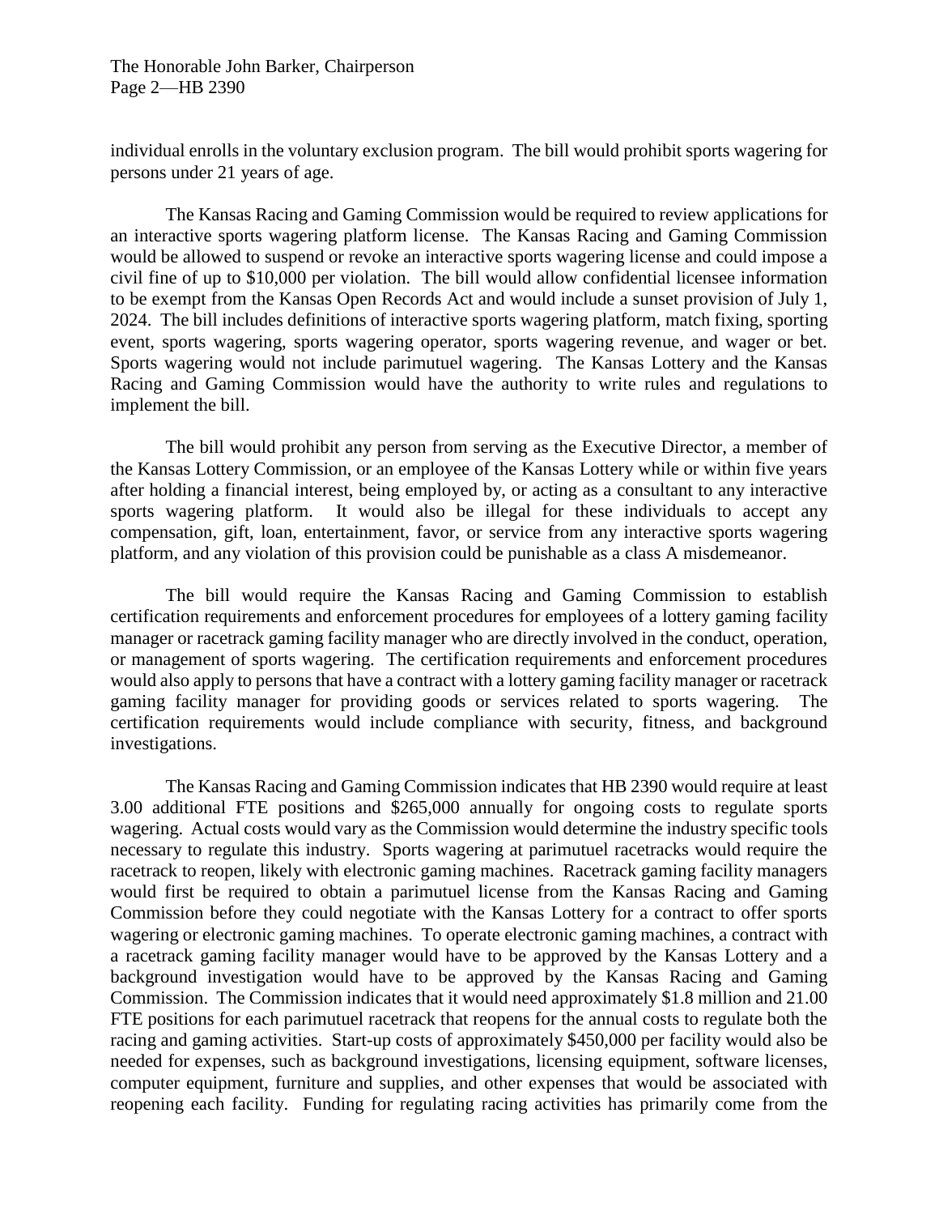individual enrolls in the voluntary exclusion program. The bill would prohibit sports wagering for persons under 21 years of age.

The Kansas Racing and Gaming Commission would be required to review applications for an interactive sports wagering platform license. The Kansas Racing and Gaming Commission would be allowed to suspend or revoke an interactive sports wagering license and could impose a civil fine of up to $10,000 per violation. The bill would allow confidential licensee information to be exempt from the Kansas Open Records Act and would include a sunset provision of July 1, 2024. The bill includes definitions of interactive sports wagering platform, match fixing, sporting event, sports wagering, sports wagering operator, sports wagering revenue, and wager or bet. Sports wagering would not include parimutuel wagering. The Kansas Lottery and the Kansas Racing and Gaming Commission would have the authority to write rules and regulations to implement the bill.

The bill would prohibit any person from serving as the Executive Director, a member of the Kansas Lottery Commission, or an employee of the Kansas Lottery while or within five years after holding a financial interest, being employed by, or acting as a consultant to any interactive sports wagering platform. It would also be illegal for these individuals to accept any compensation, gift, loan, entertainment, favor, or service from any interactive sports wagering platform, and any violation of this provision could be punishable as a class A misdemeanor.

The bill would require the Kansas Racing and Gaming Commission to establish certification requirements and enforcement procedures for employees of a lottery gaming facility manager or racetrack gaming facility manager who are directly involved in the conduct, operation, or management of sports wagering. The certification requirements and enforcement procedures would also apply to persons that have a contract with a lottery gaming facility manager or racetrack gaming facility manager for providing goods or services related to sports wagering. The certification requirements would include compliance with security, fitness, and background investigations.

The Kansas Racing and Gaming Commission indicates that HB 2390 would require at least 3.00 additional FTE positions and $265,000 annually for ongoing costs to regulate sports wagering. Actual costs would vary as the Commission would determine the industry specific tools necessary to regulate this industry. Sports wagering at parimutuel racetracks would require the racetrack to reopen, likely with electronic gaming machines. Racetrack gaming facility managers would first be required to obtain a parimutuel license from the Kansas Racing and Gaming Commission before they could negotiate with the Kansas Lottery for a contract to offer sports wagering or electronic gaming machines. To operate electronic gaming machines, a contract with a racetrack gaming facility manager would have to be approved by the Kansas Lottery and a background investigation would have to be approved by the Kansas Racing and Gaming Commission. The Commission indicates that it would need approximately $1.8 million and 21.00 FTE positions for each parimutuel racetrack that reopens for the annual costs to regulate both the racing and gaming activities. Start-up costs of approximately $450,000 per facility would also be needed for expenses, such as background investigations, licensing equipment, software licenses, computer equipment, furniture and supplies, and other expenses that would be associated with reopening each facility. Funding for regulating racing activities has primarily come from the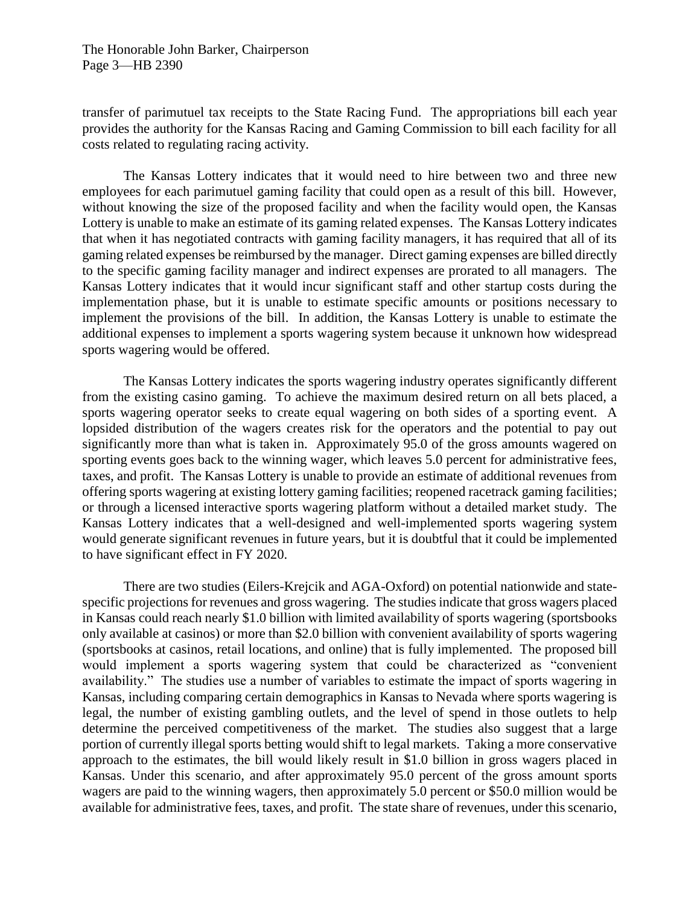transfer of parimutuel tax receipts to the State Racing Fund. The appropriations bill each year provides the authority for the Kansas Racing and Gaming Commission to bill each facility for all costs related to regulating racing activity.

The Kansas Lottery indicates that it would need to hire between two and three new employees for each parimutuel gaming facility that could open as a result of this bill. However, without knowing the size of the proposed facility and when the facility would open, the Kansas Lottery is unable to make an estimate of its gaming related expenses. The Kansas Lottery indicates that when it has negotiated contracts with gaming facility managers, it has required that all of its gaming related expenses be reimbursed by the manager. Direct gaming expenses are billed directly to the specific gaming facility manager and indirect expenses are prorated to all managers. The Kansas Lottery indicates that it would incur significant staff and other startup costs during the implementation phase, but it is unable to estimate specific amounts or positions necessary to implement the provisions of the bill. In addition, the Kansas Lottery is unable to estimate the additional expenses to implement a sports wagering system because it unknown how widespread sports wagering would be offered.

The Kansas Lottery indicates the sports wagering industry operates significantly different from the existing casino gaming. To achieve the maximum desired return on all bets placed, a sports wagering operator seeks to create equal wagering on both sides of a sporting event. A lopsided distribution of the wagers creates risk for the operators and the potential to pay out significantly more than what is taken in. Approximately 95.0 of the gross amounts wagered on sporting events goes back to the winning wager, which leaves 5.0 percent for administrative fees, taxes, and profit. The Kansas Lottery is unable to provide an estimate of additional revenues from offering sports wagering at existing lottery gaming facilities; reopened racetrack gaming facilities; or through a licensed interactive sports wagering platform without a detailed market study. The Kansas Lottery indicates that a well-designed and well-implemented sports wagering system would generate significant revenues in future years, but it is doubtful that it could be implemented to have significant effect in FY 2020.

There are two studies (Eilers-Krejcik and AGA-Oxford) on potential nationwide and state-specific projections for revenues and gross wagering. The studies indicate that gross wagers placed in Kansas could reach nearly $1.0 billion with limited availability of sports wagering (sportsbooks only available at casinos) or more than $2.0 billion with convenient availability of sports wagering (sportsbooks at casinos, retail locations, and online) that is fully implemented. The proposed bill would implement a sports wagering system that could be characterized as "convenient availability." The studies use a number of variables to estimate the impact of sports wagering in Kansas, including comparing certain demographics in Kansas to Nevada where sports wagering is legal, the number of existing gambling outlets, and the level of spend in those outlets to help determine the perceived competitiveness of the market. The studies also suggest that a large portion of currently illegal sports betting would shift to legal markets. Taking a more conservative approach to the estimates, the bill would likely result in $1.0 billion in gross wagers placed in Kansas. Under this scenario, and after approximately 95.0 percent of the gross amount sports wagers are paid to the winning wagers, then approximately 5.0 percent or $50.0 million would be available for administrative fees, taxes, and profit. The state share of revenues, under this scenario,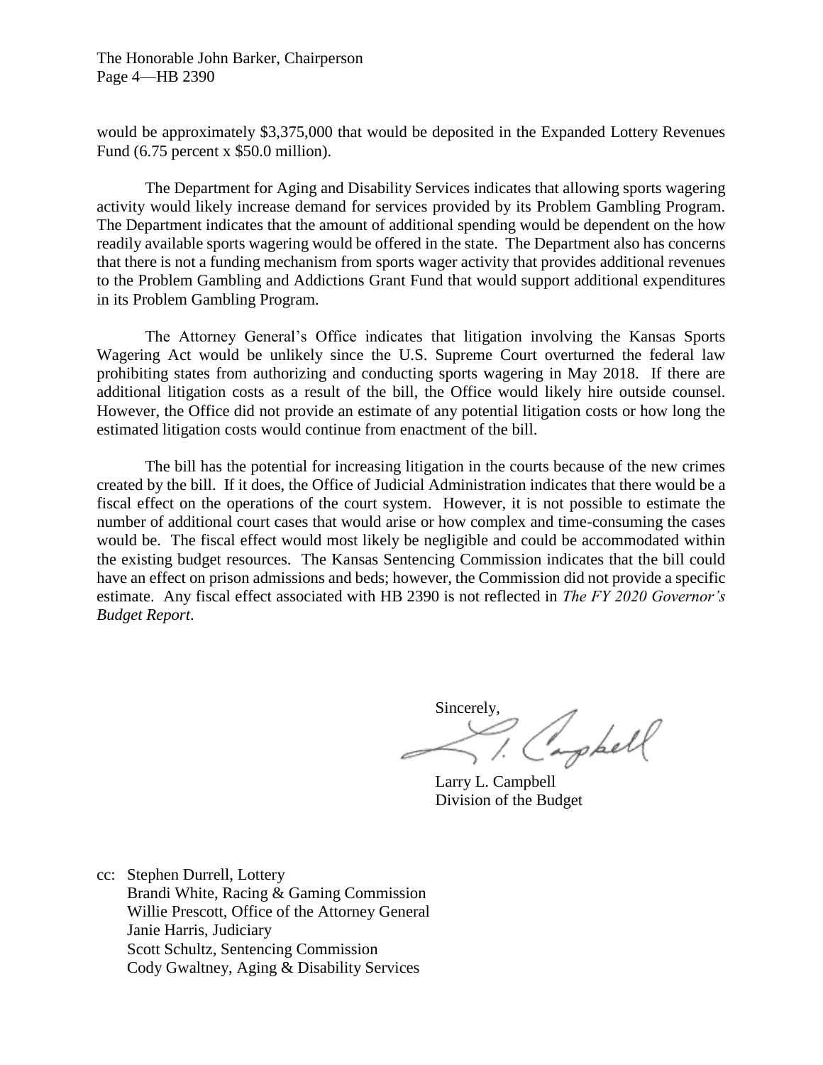would be approximately $3,375,000 that would be deposited in the Expanded Lottery Revenues Fund (6.75 percent x $50.0 million).

The Department for Aging and Disability Services indicates that allowing sports wagering activity would likely increase demand for services provided by its Problem Gambling Program. The Department indicates that the amount of additional spending would be dependent on the how readily available sports wagering would be offered in the state. The Department also has concerns that there is not a funding mechanism from sports wager activity that provides additional revenues to the Problem Gambling and Addictions Grant Fund that would support additional expenditures in its Problem Gambling Program.

The Attorney General's Office indicates that litigation involving the Kansas Sports Wagering Act would be unlikely since the U.S. Supreme Court overturned the federal law prohibiting states from authorizing and conducting sports wagering in May 2018. If there are additional litigation costs as a result of the bill, the Office would likely hire outside counsel. However, the Office did not provide an estimate of any potential litigation costs or how long the estimated litigation costs would continue from enactment of the bill.

The bill has the potential for increasing litigation in the courts because of the new crimes created by the bill. If it does, the Office of Judicial Administration indicates that there would be a fiscal effect on the operations of the court system. However, it is not possible to estimate the number of additional court cases that would arise or how complex and time-consuming the cases would be. The fiscal effect would most likely be negligible and could be accommodated within the existing budget resources. The Kansas Sentencing Commission indicates that the bill could have an effect on prison admissions and beds; however, the Commission did not provide a specific estimate. Any fiscal effect associated with HB 2390 is not reflected in *The FY 2020 Governor's Budget Report*.

Sincerely,

Larry L. Campbell
Division of the Budget

cc: Stephen Durrell, Lottery
Brandi White, Racing & Gaming Commission
Willie Prescott, Office of the Attorney General
Janie Harris, Judiciary
Scott Schultz, Sentencing Commission
Cody Gwaltney, Aging & Disability Services